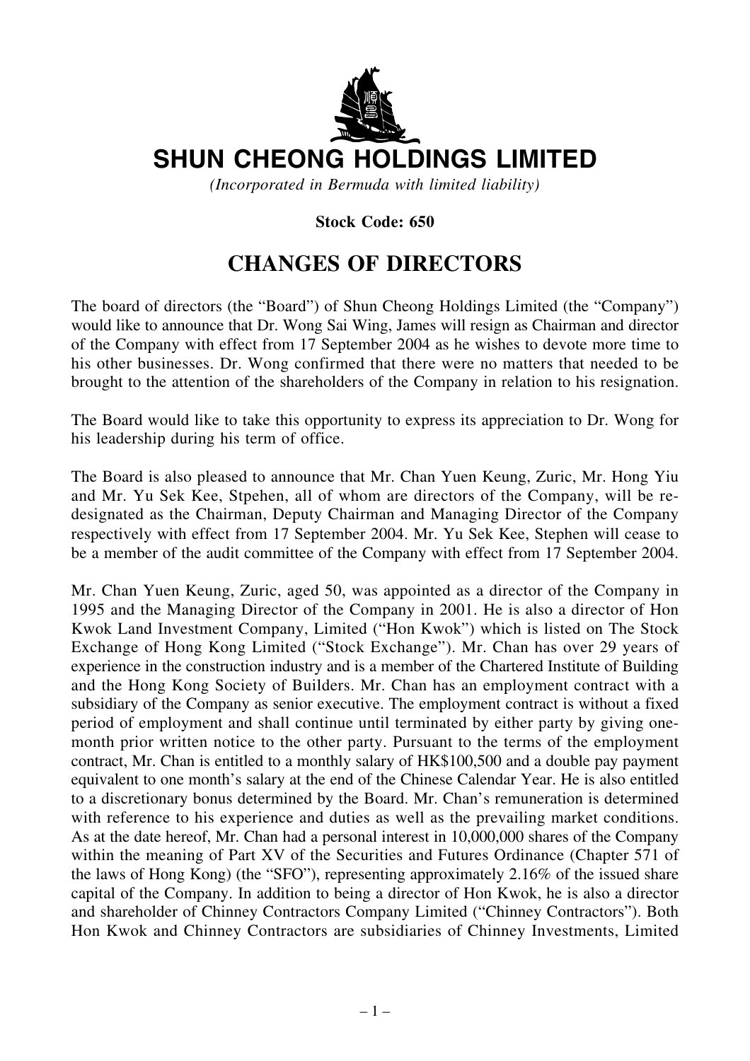# SHUN CHEONG HOLDINGS LIMITED

*(Incorporated in Bermuda with limited liability)*

**Stock Code: 650**

## CHANGES OF DIRECTORS

The board of directors (the "Board") of Shun Cheong Holdings Limited (the "Company") would like to announce that Dr. Wong Sai Wing, James will resign as Chairman and director of the Company with effect from 17 September 2004 as he wishes to devote more time to his other businesses. Dr. Wong confirmed that there were no matters that needed to be brought to the attention of the shareholders of the Company in relation to his resignation.

The Board would like to take this opportunity to express its appreciation to Dr. Wong for his leadership during his term of office.

The Board is also pleased to announce that Mr. Chan Yuen Keung, Zuric, Mr. Hong Yiu and Mr. Yu Sek Kee, Stpehen, all of whom are directors of the Company, will be re-designated as the Chairman, Deputy Chairman and Managing Director of the Company respectively with effect from 17 September 2004. Mr. Yu Sek Kee, Stephen will cease to be a member of the audit committee of the Company with effect from 17 September 2004.

Mr. Chan Yuen Keung, Zuric, aged 50, was appointed as a director of the Company in 1995 and the Managing Director of the Company in 2001. He is also a director of Hon Kwok Land Investment Company, Limited ("Hon Kwok") which is listed on The Stock Exchange of Hong Kong Limited ("Stock Exchange"). Mr. Chan has over 29 years of experience in the construction industry and is a member of the Chartered Institute of Building and the Hong Kong Society of Builders. Mr. Chan has an employment contract with a subsidiary of the Company as senior executive. The employment contract is without a fixed period of employment and shall continue until terminated by either party by giving one-month prior written notice to the other party. Pursuant to the terms of the employment contract, Mr. Chan is entitled to a monthly salary of HK$100,500 and a double pay payment equivalent to one month's salary at the end of the Chinese Calendar Year. He is also entitled to a discretionary bonus determined by the Board. Mr. Chan's remuneration is determined with reference to his experience and duties as well as the prevailing market conditions. As at the date hereof, Mr. Chan had a personal interest in 10,000,000 shares of the Company within the meaning of Part XV of the Securities and Futures Ordinance (Chapter 571 of the laws of Hong Kong) (the "SFO"), representing approximately 2.16% of the issued share capital of the Company. In addition to being a director of Hon Kwok, he is also a director and shareholder of Chinney Contractors Company Limited ("Chinney Contractors"). Both Hon Kwok and Chinney Contractors are subsidiaries of Chinney Investments, Limited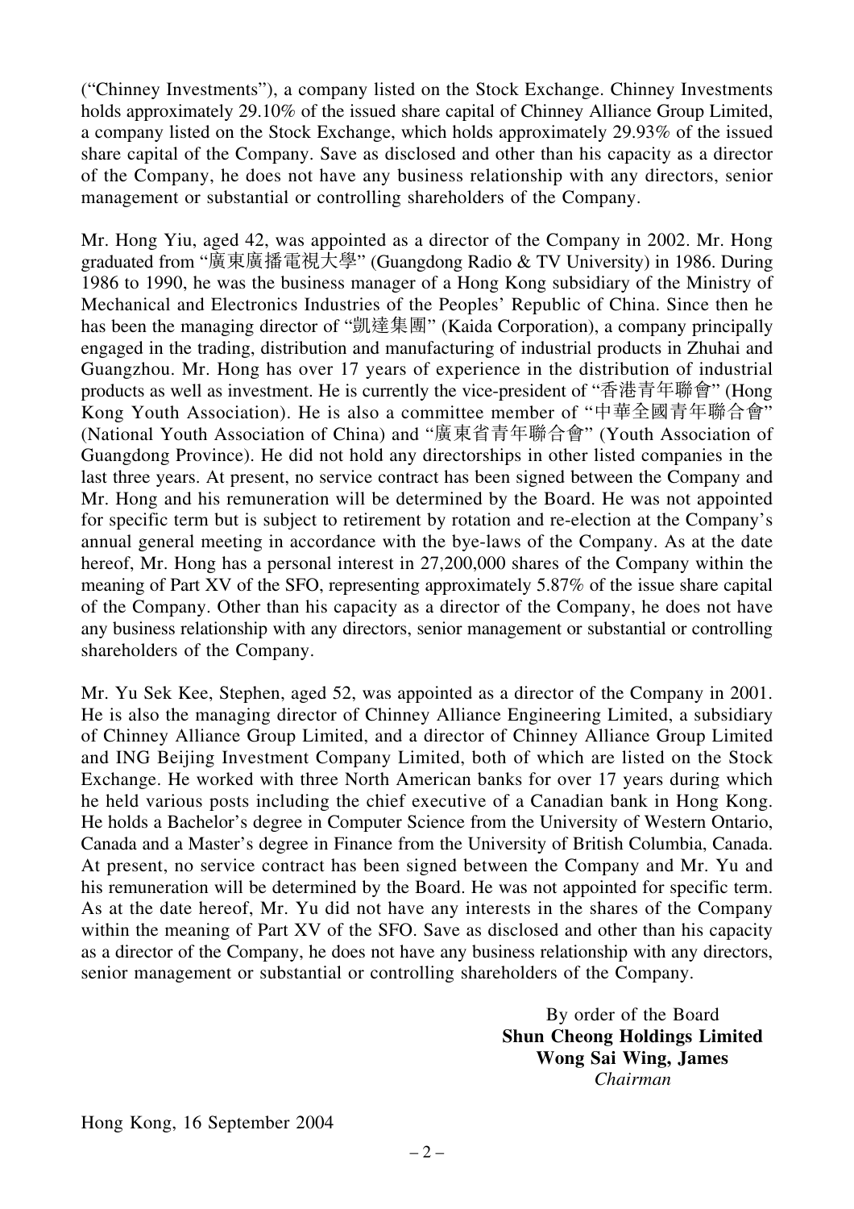("Chinney Investments"), a company listed on the Stock Exchange. Chinney Investments holds approximately 29.10% of the issued share capital of Chinney Alliance Group Limited, a company listed on the Stock Exchange, which holds approximately 29.93% of the issued share capital of the Company. Save as disclosed and other than his capacity as a director of the Company, he does not have any business relationship with any directors, senior management or substantial or controlling shareholders of the Company.

Mr. Hong Yiu, aged 42, was appointed as a director of the Company in 2002. Mr. Hong graduated from "廣東廣播電視大學" (Guangdong Radio & TV University) in 1986. During 1986 to 1990, he was the business manager of a Hong Kong subsidiary of the Ministry of Mechanical and Electronics Industries of the Peoples' Republic of China. Since then he has been the managing director of "凱達集團" (Kaida Corporation), a company principally engaged in the trading, distribution and manufacturing of industrial products in Zhuhai and Guangzhou. Mr. Hong has over 17 years of experience in the distribution of industrial products as well as investment. He is currently the vice-president of "香港青年聯會" (Hong Kong Youth Association). He is also a committee member of "中華全國青年聯合會" (National Youth Association of China) and "廣東省青年聯合會" (Youth Association of Guangdong Province). He did not hold any directorships in other listed companies in the last three years. At present, no service contract has been signed between the Company and Mr. Hong and his remuneration will be determined by the Board. He was not appointed for specific term but is subject to retirement by rotation and re-election at the Company's annual general meeting in accordance with the bye-laws of the Company. As at the date hereof, Mr. Hong has a personal interest in 27,200,000 shares of the Company within the meaning of Part XV of the SFO, representing approximately 5.87% of the issue share capital of the Company. Other than his capacity as a director of the Company, he does not have any business relationship with any directors, senior management or substantial or controlling shareholders of the Company.

Mr. Yu Sek Kee, Stephen, aged 52, was appointed as a director of the Company in 2001. He is also the managing director of Chinney Alliance Engineering Limited, a subsidiary of Chinney Alliance Group Limited, and a director of Chinney Alliance Group Limited and ING Beijing Investment Company Limited, both of which are listed on the Stock Exchange. He worked with three North American banks for over 17 years during which he held various posts including the chief executive of a Canadian bank in Hong Kong. He holds a Bachelor's degree in Computer Science from the University of Western Ontario, Canada and a Master's degree in Finance from the University of British Columbia, Canada. At present, no service contract has been signed between the Company and Mr. Yu and his remuneration will be determined by the Board. He was not appointed for specific term. As at the date hereof, Mr. Yu did not have any interests in the shares of the Company within the meaning of Part XV of the SFO. Save as disclosed and other than his capacity as a director of the Company, he does not have any business relationship with any directors, senior management or substantial or controlling shareholders of the Company.

By order of the Board
**Shun Cheong Holdings Limited**
**Wong Sai Wing, James**
*Chairman*

Hong Kong, 16 September 2004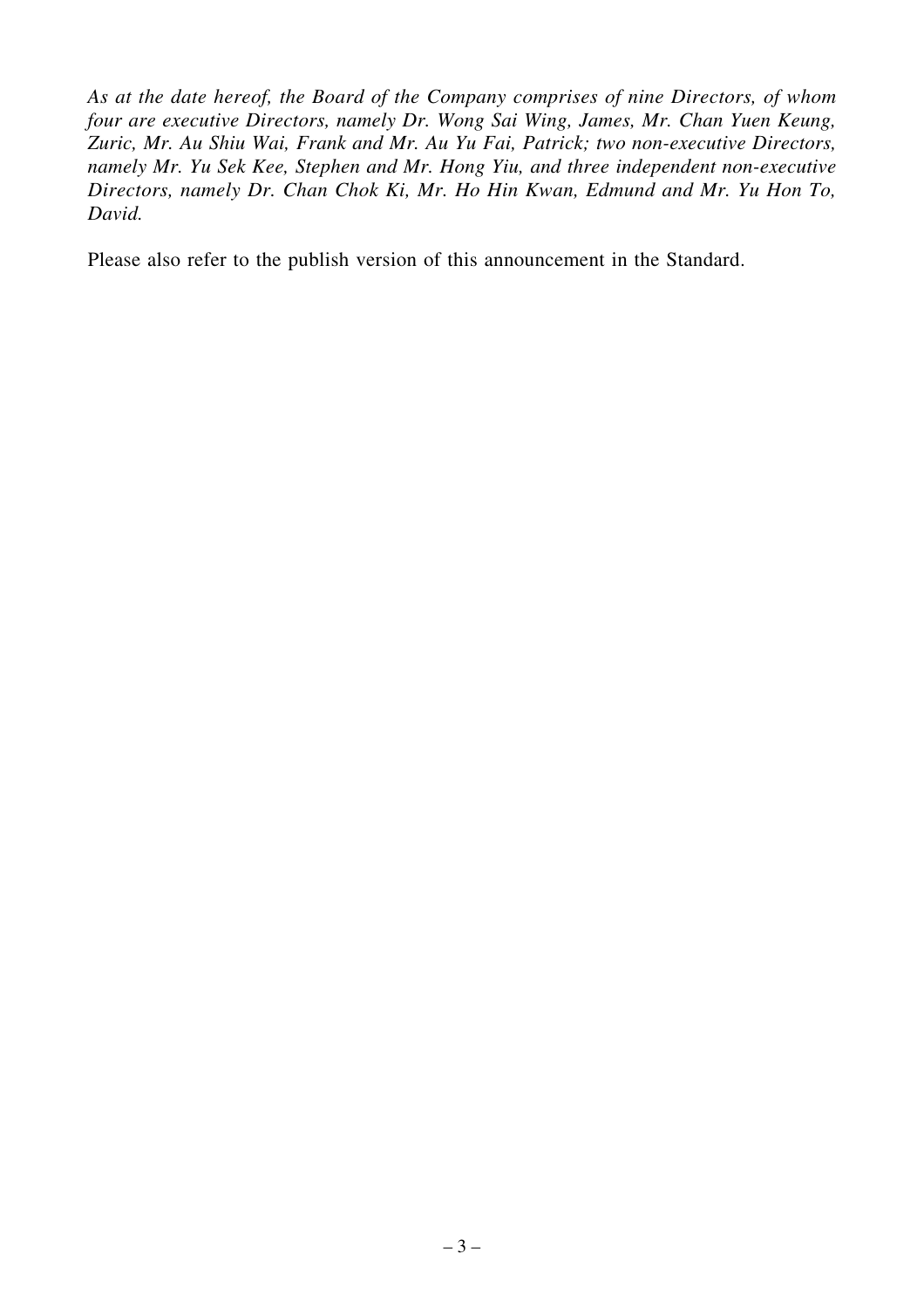*As at the date hereof, the Board of the Company comprises of nine Directors, of whom four are executive Directors, namely Dr. Wong Sai Wing, James, Mr. Chan Yuen Keung, Zuric, Mr. Au Shiu Wai, Frank and Mr. Au Yu Fai, Patrick; two non-executive Directors, namely Mr. Yu Sek Kee, Stephen and Mr. Hong Yiu, and three independent non-executive Directors, namely Dr. Chan Chok Ki, Mr. Ho Hin Kwan, Edmund and Mr. Yu Hon To, David.*

Please also refer to the publish version of this announcement in the Standard.